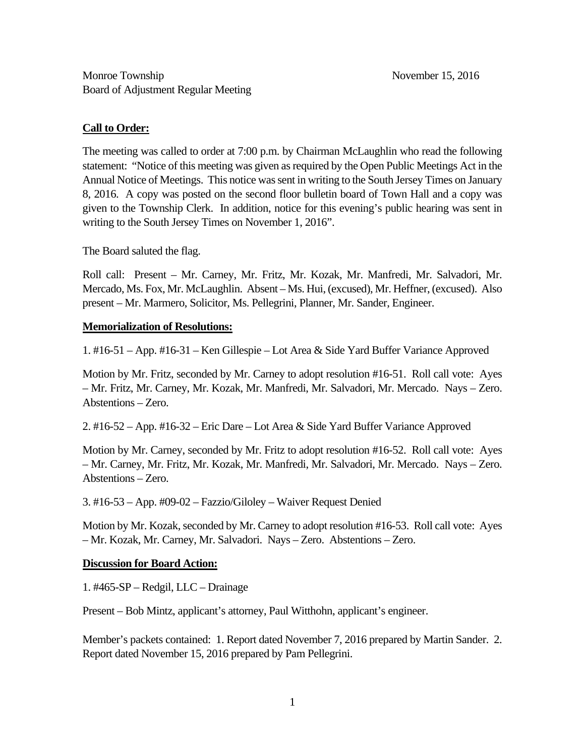Monroe Township November 15, 2016
Board of Adjustment Regular Meeting

**Call to Order:**

The meeting was called to order at 7:00 p.m. by Chairman McLaughlin who read the following statement: "Notice of this meeting was given as required by the Open Public Meetings Act in the Annual Notice of Meetings. This notice was sent in writing to the South Jersey Times on January 8, 2016. A copy was posted on the second floor bulletin board of Town Hall and a copy was given to the Township Clerk. In addition, notice for this evening's public hearing was sent in writing to the South Jersey Times on November 1, 2016".

The Board saluted the flag.

Roll call: Present – Mr. Carney, Mr. Fritz, Mr. Kozak, Mr. Manfredi, Mr. Salvadori, Mr. Mercado, Ms. Fox, Mr. McLaughlin. Absent – Ms. Hui, (excused), Mr. Heffner, (excused). Also present – Mr. Marmero, Solicitor, Ms. Pellegrini, Planner, Mr. Sander, Engineer.

**Memorialization of Resolutions:**

1. #16-51 – App. #16-31 – Ken Gillespie – Lot Area & Side Yard Buffer Variance Approved

Motion by Mr. Fritz, seconded by Mr. Carney to adopt resolution #16-51. Roll call vote: Ayes – Mr. Fritz, Mr. Carney, Mr. Kozak, Mr. Manfredi, Mr. Salvadori, Mr. Mercado. Nays – Zero. Abstentions – Zero.

2. #16-52 – App. #16-32 – Eric Dare – Lot Area & Side Yard Buffer Variance Approved

Motion by Mr. Carney, seconded by Mr. Fritz to adopt resolution #16-52. Roll call vote: Ayes – Mr. Carney, Mr. Fritz, Mr. Kozak, Mr. Manfredi, Mr. Salvadori, Mr. Mercado. Nays – Zero. Abstentions – Zero.

3. #16-53 – App. #09-02 – Fazzio/Giloley – Waiver Request Denied

Motion by Mr. Kozak, seconded by Mr. Carney to adopt resolution #16-53. Roll call vote: Ayes – Mr. Kozak, Mr. Carney, Mr. Salvadori. Nays – Zero. Abstentions – Zero.

**Discussion for Board Action:**

1. #465-SP – Redgil, LLC – Drainage

Present – Bob Mintz, applicant's attorney, Paul Witthohn, applicant's engineer.

Member's packets contained: 1. Report dated November 7, 2016 prepared by Martin Sander. 2. Report dated November 15, 2016 prepared by Pam Pellegrini.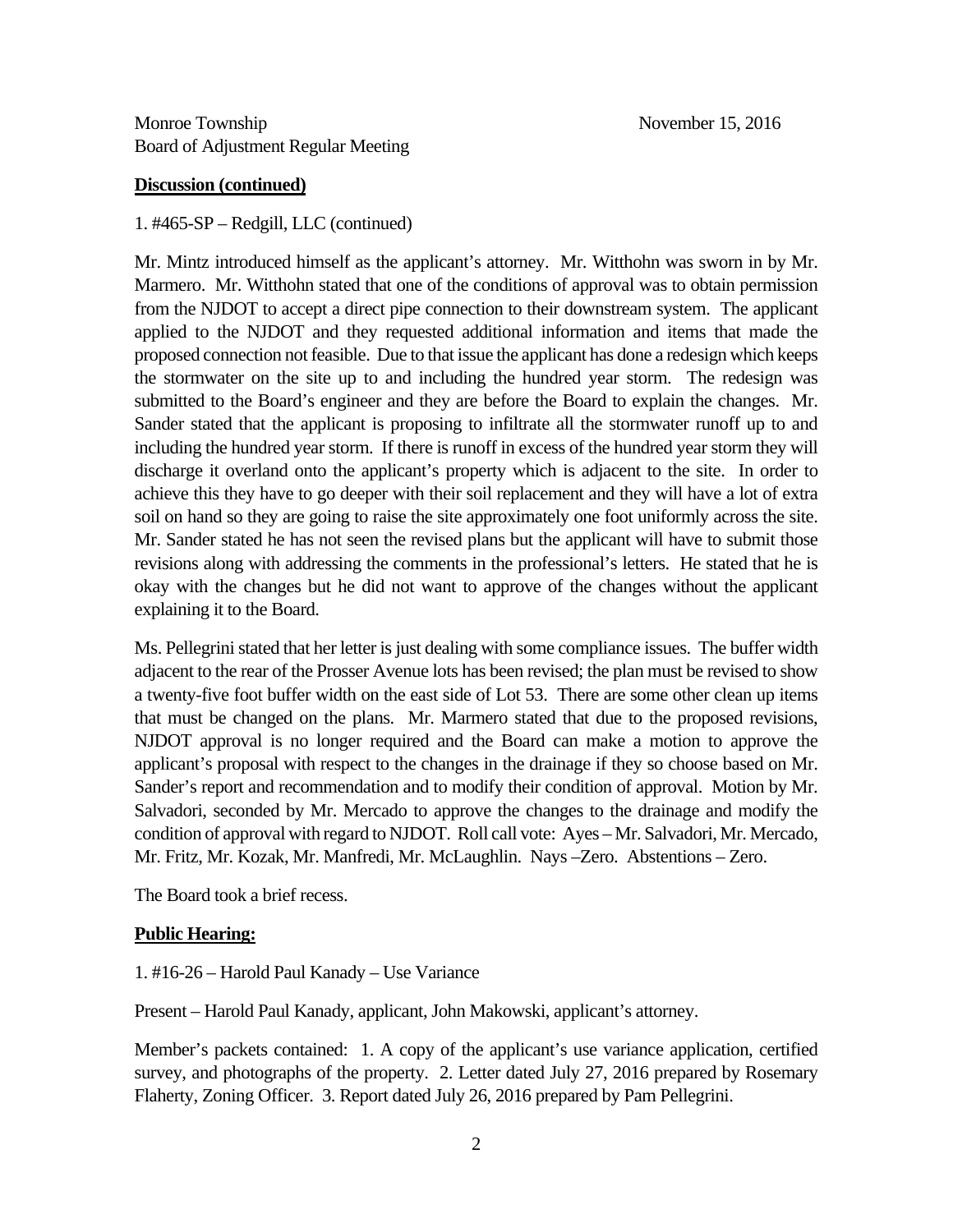**Discussion (continued)**

1. #465-SP – Redgill, LLC (continued)

Mr. Mintz introduced himself as the applicant's attorney. Mr. Witthohn was sworn in by Mr. Marmero. Mr. Witthohn stated that one of the conditions of approval was to obtain permission from the NJDOT to accept a direct pipe connection to their downstream system. The applicant applied to the NJDOT and they requested additional information and items that made the proposed connection not feasible. Due to that issue the applicant has done a redesign which keeps the stormwater on the site up to and including the hundred year storm. The redesign was submitted to the Board's engineer and they are before the Board to explain the changes. Mr. Sander stated that the applicant is proposing to infiltrate all the stormwater runoff up to and including the hundred year storm. If there is runoff in excess of the hundred year storm they will discharge it overland onto the applicant's property which is adjacent to the site. In order to achieve this they have to go deeper with their soil replacement and they will have a lot of extra soil on hand so they are going to raise the site approximately one foot uniformly across the site. Mr. Sander stated he has not seen the revised plans but the applicant will have to submit those revisions along with addressing the comments in the professional's letters. He stated that he is okay with the changes but he did not want to approve of the changes without the applicant explaining it to the Board.

Ms. Pellegrini stated that her letter is just dealing with some compliance issues. The buffer width adjacent to the rear of the Prosser Avenue lots has been revised; the plan must be revised to show a twenty-five foot buffer width on the east side of Lot 53. There are some other clean up items that must be changed on the plans. Mr. Marmero stated that due to the proposed revisions, NJDOT approval is no longer required and the Board can make a motion to approve the applicant's proposal with respect to the changes in the drainage if they so choose based on Mr. Sander's report and recommendation and to modify their condition of approval. Motion by Mr. Salvadori, seconded by Mr. Mercado to approve the changes to the drainage and modify the condition of approval with regard to NJDOT. Roll call vote: Ayes – Mr. Salvadori, Mr. Mercado, Mr. Fritz, Mr. Kozak, Mr. Manfredi, Mr. McLaughlin. Nays –Zero. Abstentions – Zero.

The Board took a brief recess.

**Public Hearing:**

1. #16-26 – Harold Paul Kanady – Use Variance

Present – Harold Paul Kanady, applicant, John Makowski, applicant's attorney.

Member's packets contained: 1. A copy of the applicant's use variance application, certified survey, and photographs of the property. 2. Letter dated July 27, 2016 prepared by Rosemary Flaherty, Zoning Officer. 3. Report dated July 26, 2016 prepared by Pam Pellegrini.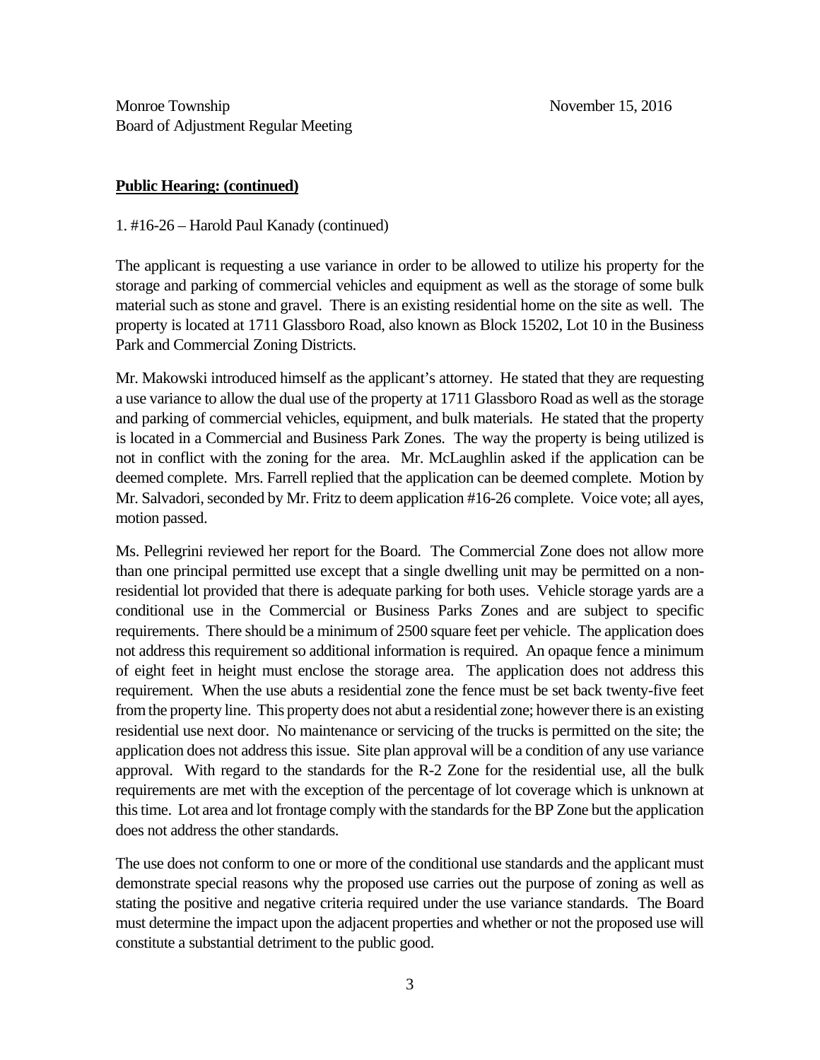Monroe Township November 15, 2016
Board of Adjustment Regular Meeting

**Public Hearing: (continued)**

1. #16-26 – Harold Paul Kanady (continued)

The applicant is requesting a use variance in order to be allowed to utilize his property for the storage and parking of commercial vehicles and equipment as well as the storage of some bulk material such as stone and gravel. There is an existing residential home on the site as well. The property is located at 1711 Glassboro Road, also known as Block 15202, Lot 10 in the Business Park and Commercial Zoning Districts.

Mr. Makowski introduced himself as the applicant's attorney. He stated that they are requesting a use variance to allow the dual use of the property at 1711 Glassboro Road as well as the storage and parking of commercial vehicles, equipment, and bulk materials. He stated that the property is located in a Commercial and Business Park Zones. The way the property is being utilized is not in conflict with the zoning for the area. Mr. McLaughlin asked if the application can be deemed complete. Mrs. Farrell replied that the application can be deemed complete. Motion by Mr. Salvadori, seconded by Mr. Fritz to deem application #16-26 complete. Voice vote; all ayes, motion passed.

Ms. Pellegrini reviewed her report for the Board. The Commercial Zone does not allow more than one principal permitted use except that a single dwelling unit may be permitted on a non-residential lot provided that there is adequate parking for both uses. Vehicle storage yards are a conditional use in the Commercial or Business Parks Zones and are subject to specific requirements. There should be a minimum of 2500 square feet per vehicle. The application does not address this requirement so additional information is required. An opaque fence a minimum of eight feet in height must enclose the storage area. The application does not address this requirement. When the use abuts a residential zone the fence must be set back twenty-five feet from the property line. This property does not abut a residential zone; however there is an existing residential use next door. No maintenance or servicing of the trucks is permitted on the site; the application does not address this issue. Site plan approval will be a condition of any use variance approval. With regard to the standards for the R-2 Zone for the residential use, all the bulk requirements are met with the exception of the percentage of lot coverage which is unknown at this time. Lot area and lot frontage comply with the standards for the BP Zone but the application does not address the other standards.

The use does not conform to one or more of the conditional use standards and the applicant must demonstrate special reasons why the proposed use carries out the purpose of zoning as well as stating the positive and negative criteria required under the use variance standards. The Board must determine the impact upon the adjacent properties and whether or not the proposed use will constitute a substantial detriment to the public good.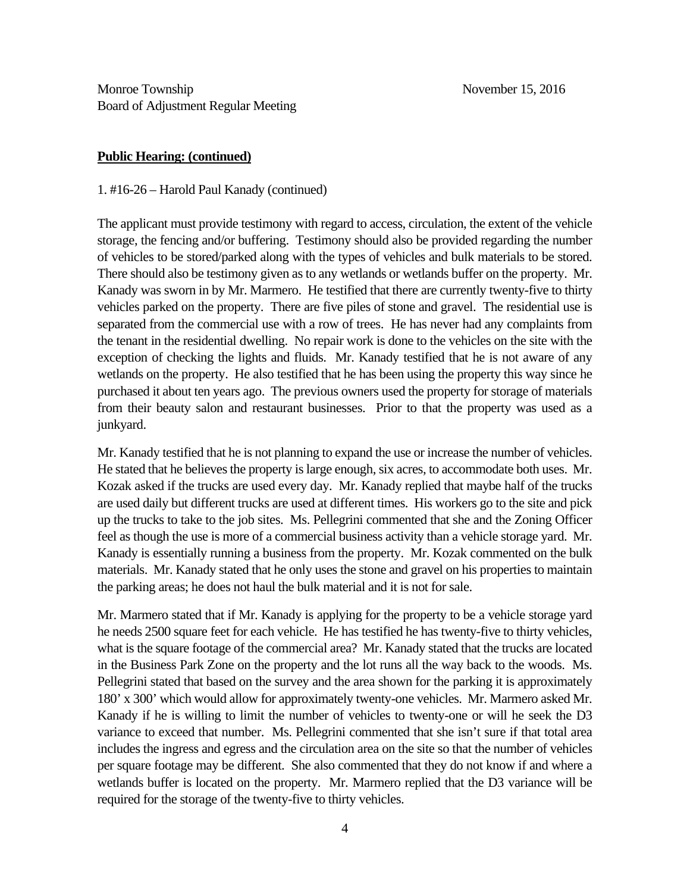**Public Hearing: (continued)**

1. #16-26 – Harold Paul Kanady (continued)

The applicant must provide testimony with regard to access, circulation, the extent of the vehicle storage, the fencing and/or buffering. Testimony should also be provided regarding the number of vehicles to be stored/parked along with the types of vehicles and bulk materials to be stored. There should also be testimony given as to any wetlands or wetlands buffer on the property. Mr. Kanady was sworn in by Mr. Marmero. He testified that there are currently twenty-five to thirty vehicles parked on the property. There are five piles of stone and gravel. The residential use is separated from the commercial use with a row of trees. He has never had any complaints from the tenant in the residential dwelling. No repair work is done to the vehicles on the site with the exception of checking the lights and fluids. Mr. Kanady testified that he is not aware of any wetlands on the property. He also testified that he has been using the property this way since he purchased it about ten years ago. The previous owners used the property for storage of materials from their beauty salon and restaurant businesses. Prior to that the property was used as a junkyard.

Mr. Kanady testified that he is not planning to expand the use or increase the number of vehicles. He stated that he believes the property is large enough, six acres, to accommodate both uses. Mr. Kozak asked if the trucks are used every day. Mr. Kanady replied that maybe half of the trucks are used daily but different trucks are used at different times. His workers go to the site and pick up the trucks to take to the job sites. Ms. Pellegrini commented that she and the Zoning Officer feel as though the use is more of a commercial business activity than a vehicle storage yard. Mr. Kanady is essentially running a business from the property. Mr. Kozak commented on the bulk materials. Mr. Kanady stated that he only uses the stone and gravel on his properties to maintain the parking areas; he does not haul the bulk material and it is not for sale.

Mr. Marmero stated that if Mr. Kanady is applying for the property to be a vehicle storage yard he needs 2500 square feet for each vehicle. He has testified he has twenty-five to thirty vehicles, what is the square footage of the commercial area? Mr. Kanady stated that the trucks are located in the Business Park Zone on the property and the lot runs all the way back to the woods. Ms. Pellegrini stated that based on the survey and the area shown for the parking it is approximately 180' x 300' which would allow for approximately twenty-one vehicles. Mr. Marmero asked Mr. Kanady if he is willing to limit the number of vehicles to twenty-one or will he seek the D3 variance to exceed that number. Ms. Pellegrini commented that she isn't sure if that total area includes the ingress and egress and the circulation area on the site so that the number of vehicles per square footage may be different. She also commented that they do not know if and where a wetlands buffer is located on the property. Mr. Marmero replied that the D3 variance will be required for the storage of the twenty-five to thirty vehicles.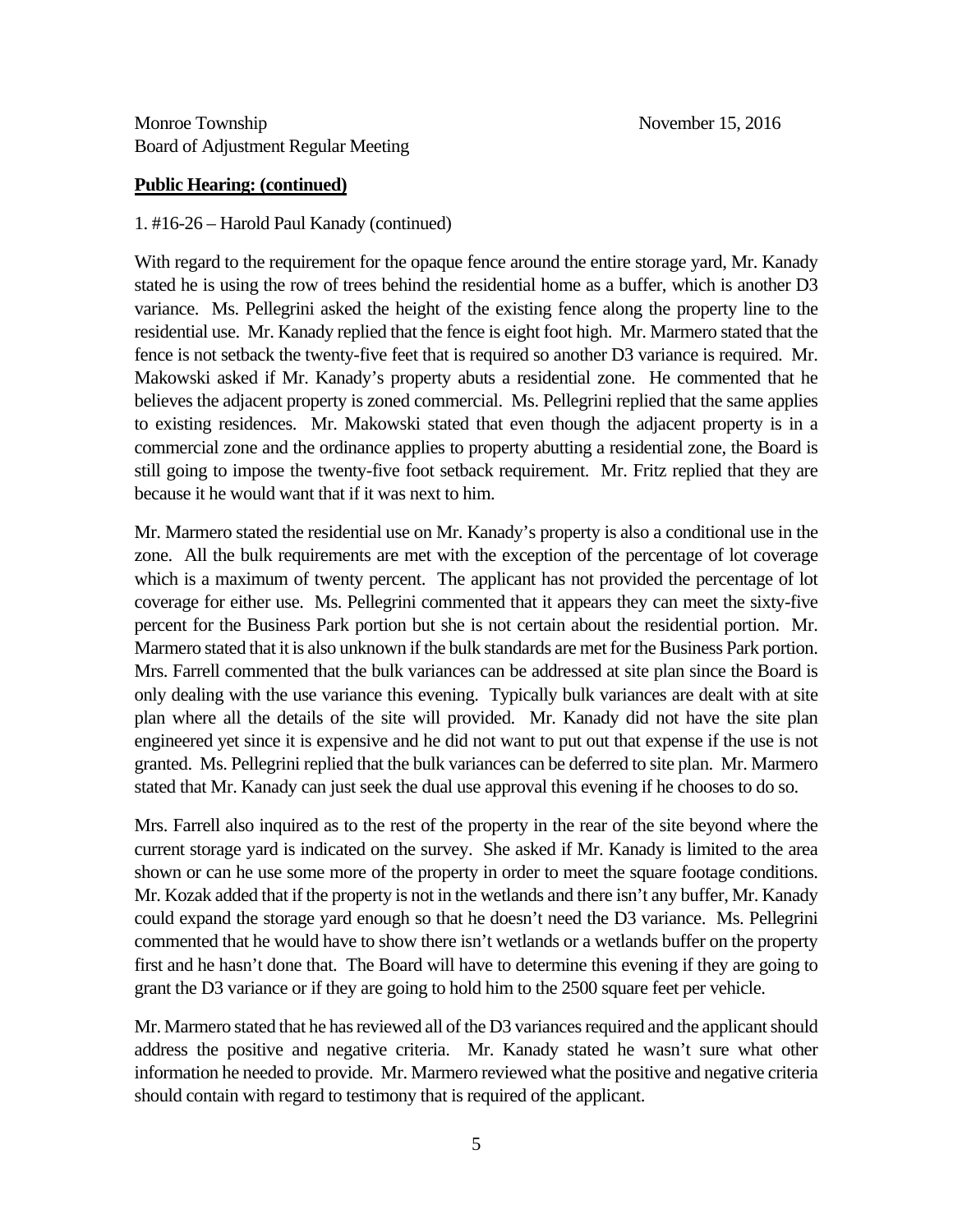Monroe Township  
Board of Adjustment Regular Meeting

November 15, 2016

**Public Hearing: (continued)**

1. #16-26 – Harold Paul Kanady (continued)

With regard to the requirement for the opaque fence around the entire storage yard, Mr. Kanady stated he is using the row of trees behind the residential home as a buffer, which is another D3 variance. Ms. Pellegrini asked the height of the existing fence along the property line to the residential use. Mr. Kanady replied that the fence is eight foot high. Mr. Marmero stated that the fence is not setback the twenty-five feet that is required so another D3 variance is required. Mr. Makowski asked if Mr. Kanady's property abuts a residential zone. He commented that he believes the adjacent property is zoned commercial. Ms. Pellegrini replied that the same applies to existing residences. Mr. Makowski stated that even though the adjacent property is in a commercial zone and the ordinance applies to property abutting a residential zone, the Board is still going to impose the twenty-five foot setback requirement. Mr. Fritz replied that they are because it he would want that if it was next to him.

Mr. Marmero stated the residential use on Mr. Kanady's property is also a conditional use in the zone. All the bulk requirements are met with the exception of the percentage of lot coverage which is a maximum of twenty percent. The applicant has not provided the percentage of lot coverage for either use. Ms. Pellegrini commented that it appears they can meet the sixty-five percent for the Business Park portion but she is not certain about the residential portion. Mr. Marmero stated that it is also unknown if the bulk standards are met for the Business Park portion. Mrs. Farrell commented that the bulk variances can be addressed at site plan since the Board is only dealing with the use variance this evening. Typically bulk variances are dealt with at site plan where all the details of the site will provided. Mr. Kanady did not have the site plan engineered yet since it is expensive and he did not want to put out that expense if the use is not granted. Ms. Pellegrini replied that the bulk variances can be deferred to site plan. Mr. Marmero stated that Mr. Kanady can just seek the dual use approval this evening if he chooses to do so.

Mrs. Farrell also inquired as to the rest of the property in the rear of the site beyond where the current storage yard is indicated on the survey. She asked if Mr. Kanady is limited to the area shown or can he use some more of the property in order to meet the square footage conditions. Mr. Kozak added that if the property is not in the wetlands and there isn't any buffer, Mr. Kanady could expand the storage yard enough so that he doesn't need the D3 variance. Ms. Pellegrini commented that he would have to show there isn't wetlands or a wetlands buffer on the property first and he hasn't done that. The Board will have to determine this evening if they are going to grant the D3 variance or if they are going to hold him to the 2500 square feet per vehicle.

Mr. Marmero stated that he has reviewed all of the D3 variances required and the applicant should address the positive and negative criteria. Mr. Kanady stated he wasn't sure what other information he needed to provide. Mr. Marmero reviewed what the positive and negative criteria should contain with regard to testimony that is required of the applicant.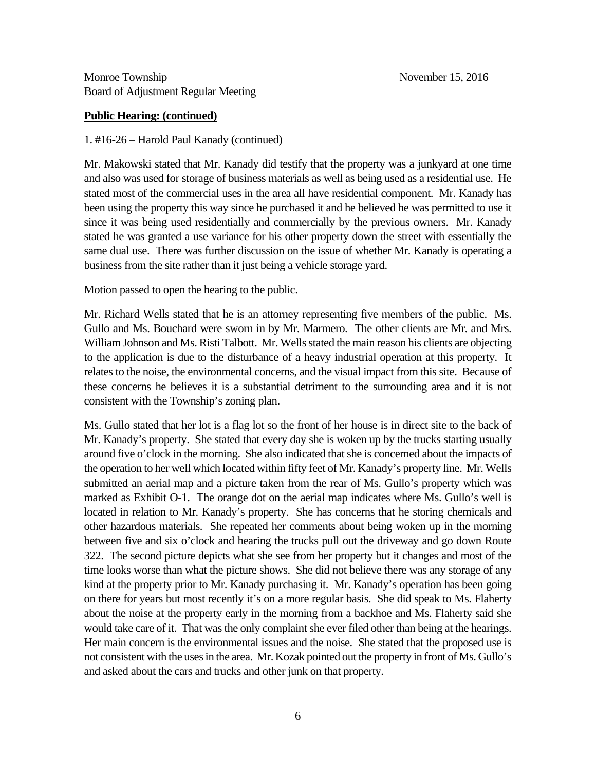Monroe Township
Board of Adjustment Regular Meeting

November 15, 2016

**Public Hearing: (continued)**

1. #16-26 – Harold Paul Kanady (continued)

Mr. Makowski stated that Mr. Kanady did testify that the property was a junkyard at one time and also was used for storage of business materials as well as being used as a residential use. He stated most of the commercial uses in the area all have residential component. Mr. Kanady has been using the property this way since he purchased it and he believed he was permitted to use it since it was being used residentially and commercially by the previous owners. Mr. Kanady stated he was granted a use variance for his other property down the street with essentially the same dual use. There was further discussion on the issue of whether Mr. Kanady is operating a business from the site rather than it just being a vehicle storage yard.

Motion passed to open the hearing to the public.

Mr. Richard Wells stated that he is an attorney representing five members of the public. Ms. Gullo and Ms. Bouchard were sworn in by Mr. Marmero. The other clients are Mr. and Mrs. William Johnson and Ms. Risti Talbott. Mr. Wells stated the main reason his clients are objecting to the application is due to the disturbance of a heavy industrial operation at this property. It relates to the noise, the environmental concerns, and the visual impact from this site. Because of these concerns he believes it is a substantial detriment to the surrounding area and it is not consistent with the Township's zoning plan.

Ms. Gullo stated that her lot is a flag lot so the front of her house is in direct site to the back of Mr. Kanady's property. She stated that every day she is woken up by the trucks starting usually around five o'clock in the morning. She also indicated that she is concerned about the impacts of the operation to her well which located within fifty feet of Mr. Kanady's property line. Mr. Wells submitted an aerial map and a picture taken from the rear of Ms. Gullo's property which was marked as Exhibit O-1. The orange dot on the aerial map indicates where Ms. Gullo's well is located in relation to Mr. Kanady's property. She has concerns that he storing chemicals and other hazardous materials. She repeated her comments about being woken up in the morning between five and six o'clock and hearing the trucks pull out the driveway and go down Route 322. The second picture depicts what she see from her property but it changes and most of the time looks worse than what the picture shows. She did not believe there was any storage of any kind at the property prior to Mr. Kanady purchasing it. Mr. Kanady's operation has been going on there for years but most recently it's on a more regular basis. She did speak to Ms. Flaherty about the noise at the property early in the morning from a backhoe and Ms. Flaherty said she would take care of it. That was the only complaint she ever filed other than being at the hearings. Her main concern is the environmental issues and the noise. She stated that the proposed use is not consistent with the uses in the area. Mr. Kozak pointed out the property in front of Ms. Gullo's and asked about the cars and trucks and other junk on that property.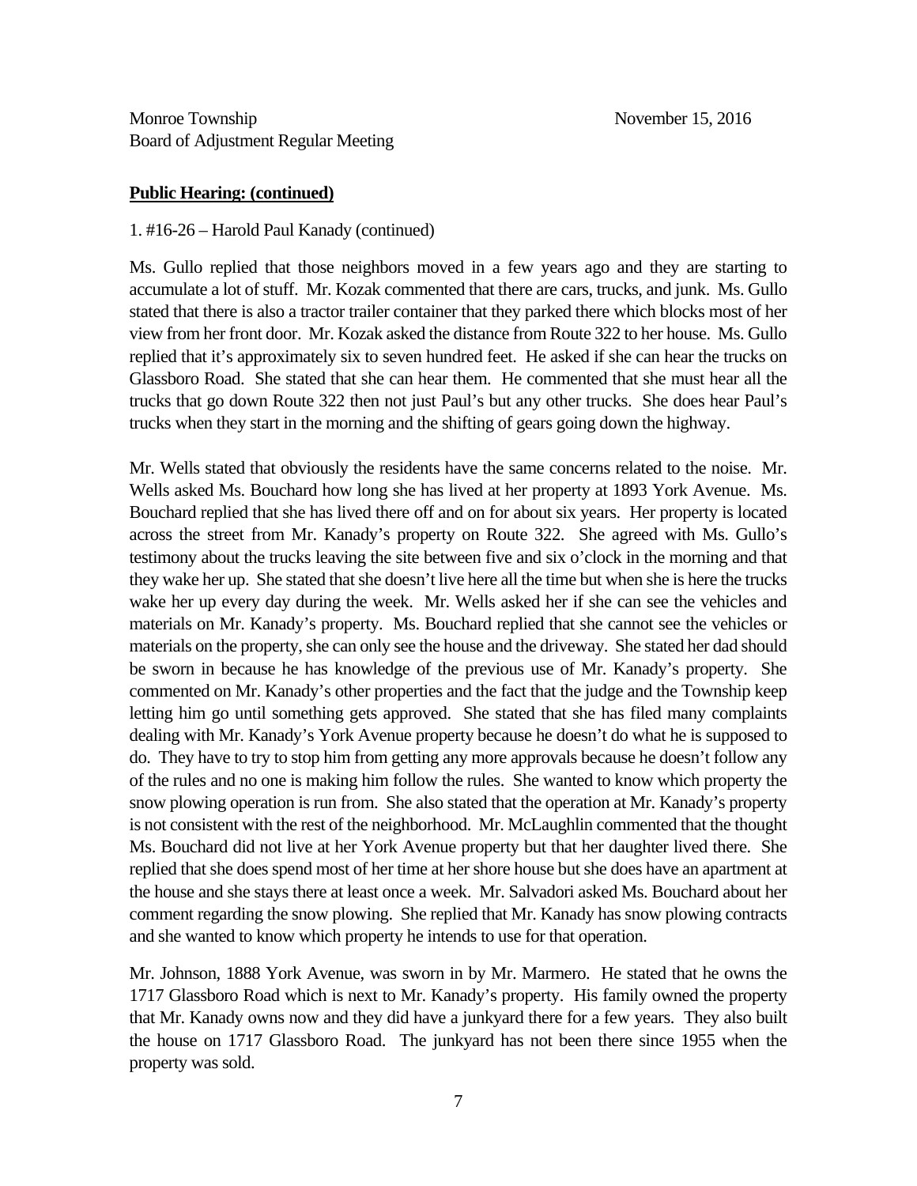**Public Hearing: (continued)**

1. #16-26 – Harold Paul Kanady (continued)

Ms. Gullo replied that those neighbors moved in a few years ago and they are starting to accumulate a lot of stuff. Mr. Kozak commented that there are cars, trucks, and junk. Ms. Gullo stated that there is also a tractor trailer container that they parked there which blocks most of her view from her front door. Mr. Kozak asked the distance from Route 322 to her house. Ms. Gullo replied that it's approximately six to seven hundred feet. He asked if she can hear the trucks on Glassboro Road. She stated that she can hear them. He commented that she must hear all the trucks that go down Route 322 then not just Paul's but any other trucks. She does hear Paul's trucks when they start in the morning and the shifting of gears going down the highway.

Mr. Wells stated that obviously the residents have the same concerns related to the noise. Mr. Wells asked Ms. Bouchard how long she has lived at her property at 1893 York Avenue. Ms. Bouchard replied that she has lived there off and on for about six years. Her property is located across the street from Mr. Kanady's property on Route 322. She agreed with Ms. Gullo's testimony about the trucks leaving the site between five and six o'clock in the morning and that they wake her up. She stated that she doesn't live here all the time but when she is here the trucks wake her up every day during the week. Mr. Wells asked her if she can see the vehicles and materials on Mr. Kanady's property. Ms. Bouchard replied that she cannot see the vehicles or materials on the property, she can only see the house and the driveway. She stated her dad should be sworn in because he has knowledge of the previous use of Mr. Kanady's property. She commented on Mr. Kanady's other properties and the fact that the judge and the Township keep letting him go until something gets approved. She stated that she has filed many complaints dealing with Mr. Kanady's York Avenue property because he doesn't do what he is supposed to do. They have to try to stop him from getting any more approvals because he doesn't follow any of the rules and no one is making him follow the rules. She wanted to know which property the snow plowing operation is run from. She also stated that the operation at Mr. Kanady's property is not consistent with the rest of the neighborhood. Mr. McLaughlin commented that the thought Ms. Bouchard did not live at her York Avenue property but that her daughter lived there. She replied that she does spend most of her time at her shore house but she does have an apartment at the house and she stays there at least once a week. Mr. Salvadori asked Ms. Bouchard about her comment regarding the snow plowing. She replied that Mr. Kanady has snow plowing contracts and she wanted to know which property he intends to use for that operation.

Mr. Johnson, 1888 York Avenue, was sworn in by Mr. Marmero. He stated that he owns the 1717 Glassboro Road which is next to Mr. Kanady's property. His family owned the property that Mr. Kanady owns now and they did have a junkyard there for a few years. They also built the house on 1717 Glassboro Road. The junkyard has not been there since 1955 when the property was sold.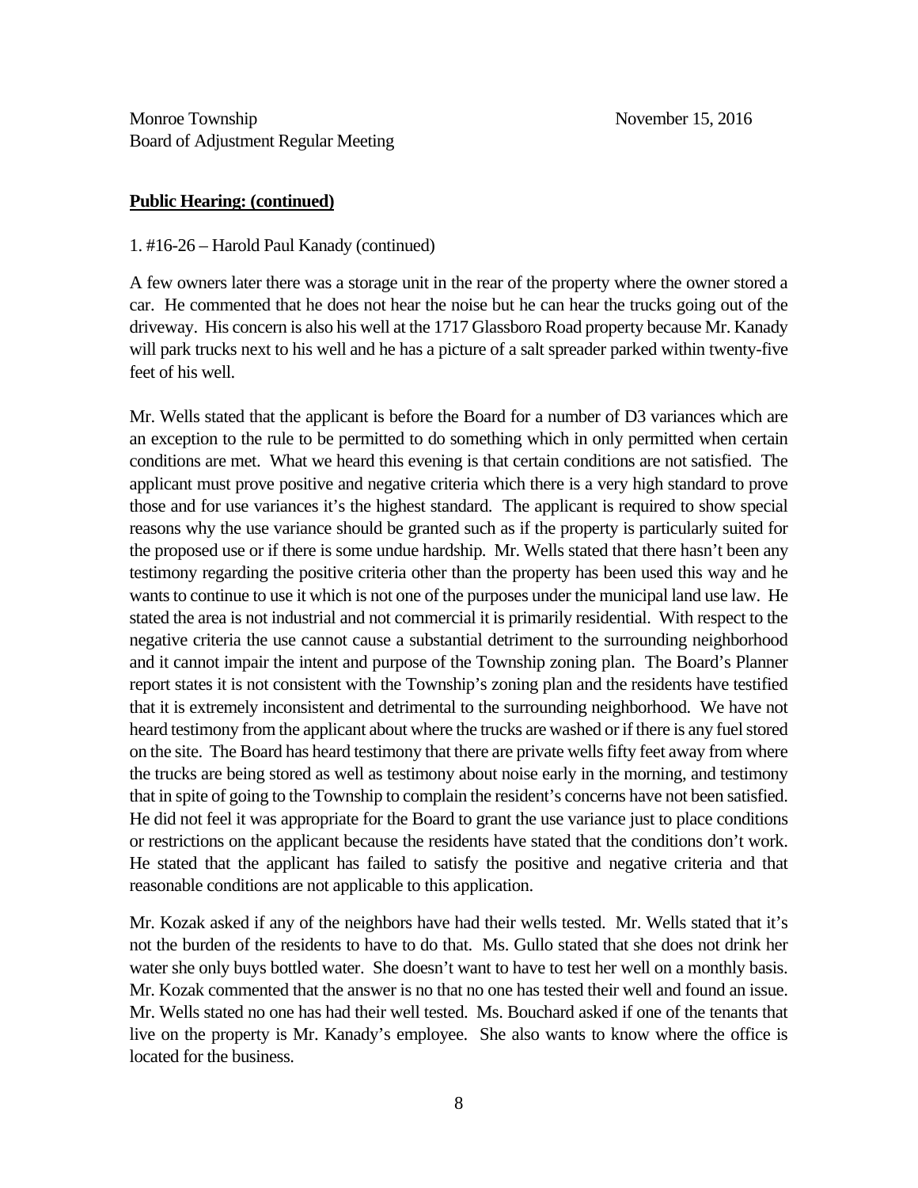Monroe Township
Board of Adjustment Regular Meeting

November 15, 2016

**Public Hearing: (continued)**

1. #16-26 – Harold Paul Kanady (continued)

A few owners later there was a storage unit in the rear of the property where the owner stored a car. He commented that he does not hear the noise but he can hear the trucks going out of the driveway. His concern is also his well at the 1717 Glassboro Road property because Mr. Kanady will park trucks next to his well and he has a picture of a salt spreader parked within twenty-five feet of his well.

Mr. Wells stated that the applicant is before the Board for a number of D3 variances which are an exception to the rule to be permitted to do something which in only permitted when certain conditions are met. What we heard this evening is that certain conditions are not satisfied. The applicant must prove positive and negative criteria which there is a very high standard to prove those and for use variances it's the highest standard. The applicant is required to show special reasons why the use variance should be granted such as if the property is particularly suited for the proposed use or if there is some undue hardship. Mr. Wells stated that there hasn't been any testimony regarding the positive criteria other than the property has been used this way and he wants to continue to use it which is not one of the purposes under the municipal land use law. He stated the area is not industrial and not commercial it is primarily residential. With respect to the negative criteria the use cannot cause a substantial detriment to the surrounding neighborhood and it cannot impair the intent and purpose of the Township zoning plan. The Board's Planner report states it is not consistent with the Township's zoning plan and the residents have testified that it is extremely inconsistent and detrimental to the surrounding neighborhood. We have not heard testimony from the applicant about where the trucks are washed or if there is any fuel stored on the site. The Board has heard testimony that there are private wells fifty feet away from where the trucks are being stored as well as testimony about noise early in the morning, and testimony that in spite of going to the Township to complain the resident's concerns have not been satisfied. He did not feel it was appropriate for the Board to grant the use variance just to place conditions or restrictions on the applicant because the residents have stated that the conditions don't work. He stated that the applicant has failed to satisfy the positive and negative criteria and that reasonable conditions are not applicable to this application.

Mr. Kozak asked if any of the neighbors have had their wells tested. Mr. Wells stated that it's not the burden of the residents to have to do that. Ms. Gullo stated that she does not drink her water she only buys bottled water. She doesn't want to have to test her well on a monthly basis. Mr. Kozak commented that the answer is no that no one has tested their well and found an issue. Mr. Wells stated no one has had their well tested. Ms. Bouchard asked if one of the tenants that live on the property is Mr. Kanady's employee. She also wants to know where the office is located for the business.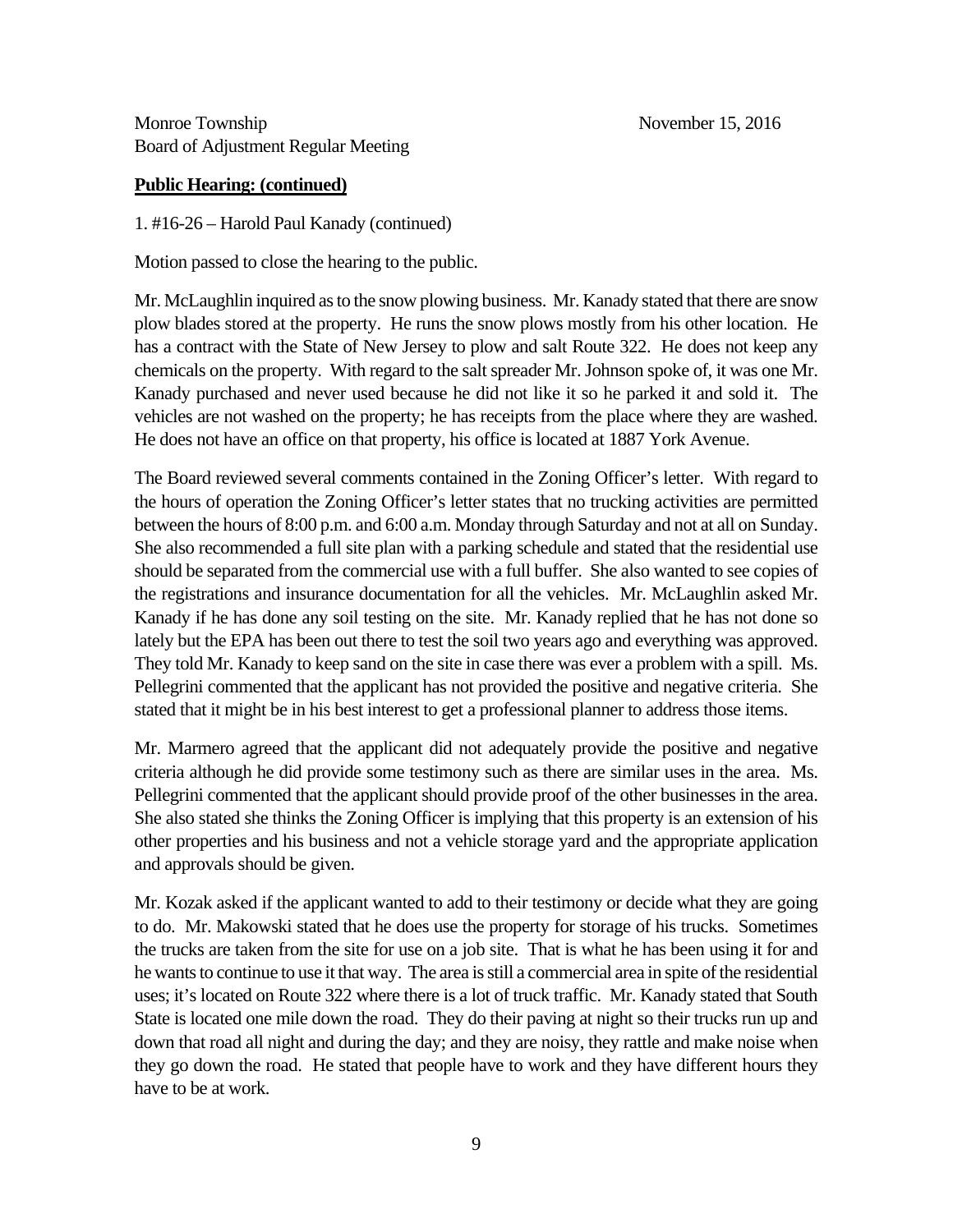Monroe Township  
Board of Adjustment Regular Meeting  
November 15, 2016

**Public Hearing: (continued)**

1. #16-26 – Harold Paul Kanady (continued)

Motion passed to close the hearing to the public.

Mr. McLaughlin inquired as to the snow plowing business. Mr. Kanady stated that there are snow plow blades stored at the property. He runs the snow plows mostly from his other location. He has a contract with the State of New Jersey to plow and salt Route 322. He does not keep any chemicals on the property. With regard to the salt spreader Mr. Johnson spoke of, it was one Mr. Kanady purchased and never used because he did not like it so he parked it and sold it. The vehicles are not washed on the property; he has receipts from the place where they are washed. He does not have an office on that property, his office is located at 1887 York Avenue.

The Board reviewed several comments contained in the Zoning Officer's letter. With regard to the hours of operation the Zoning Officer's letter states that no trucking activities are permitted between the hours of 8:00 p.m. and 6:00 a.m. Monday through Saturday and not at all on Sunday. She also recommended a full site plan with a parking schedule and stated that the residential use should be separated from the commercial use with a full buffer. She also wanted to see copies of the registrations and insurance documentation for all the vehicles. Mr. McLaughlin asked Mr. Kanady if he has done any soil testing on the site. Mr. Kanady replied that he has not done so lately but the EPA has been out there to test the soil two years ago and everything was approved. They told Mr. Kanady to keep sand on the site in case there was ever a problem with a spill. Ms. Pellegrini commented that the applicant has not provided the positive and negative criteria. She stated that it might be in his best interest to get a professional planner to address those items.

Mr. Marmero agreed that the applicant did not adequately provide the positive and negative criteria although he did provide some testimony such as there are similar uses in the area. Ms. Pellegrini commented that the applicant should provide proof of the other businesses in the area. She also stated she thinks the Zoning Officer is implying that this property is an extension of his other properties and his business and not a vehicle storage yard and the appropriate application and approvals should be given.

Mr. Kozak asked if the applicant wanted to add to their testimony or decide what they are going to do. Mr. Makowski stated that he does use the property for storage of his trucks. Sometimes the trucks are taken from the site for use on a job site. That is what he has been using it for and he wants to continue to use it that way. The area is still a commercial area in spite of the residential uses; it's located on Route 322 where there is a lot of truck traffic. Mr. Kanady stated that South State is located one mile down the road. They do their paving at night so their trucks run up and down that road all night and during the day; and they are noisy, they rattle and make noise when they go down the road. He stated that people have to work and they have different hours they have to be at work.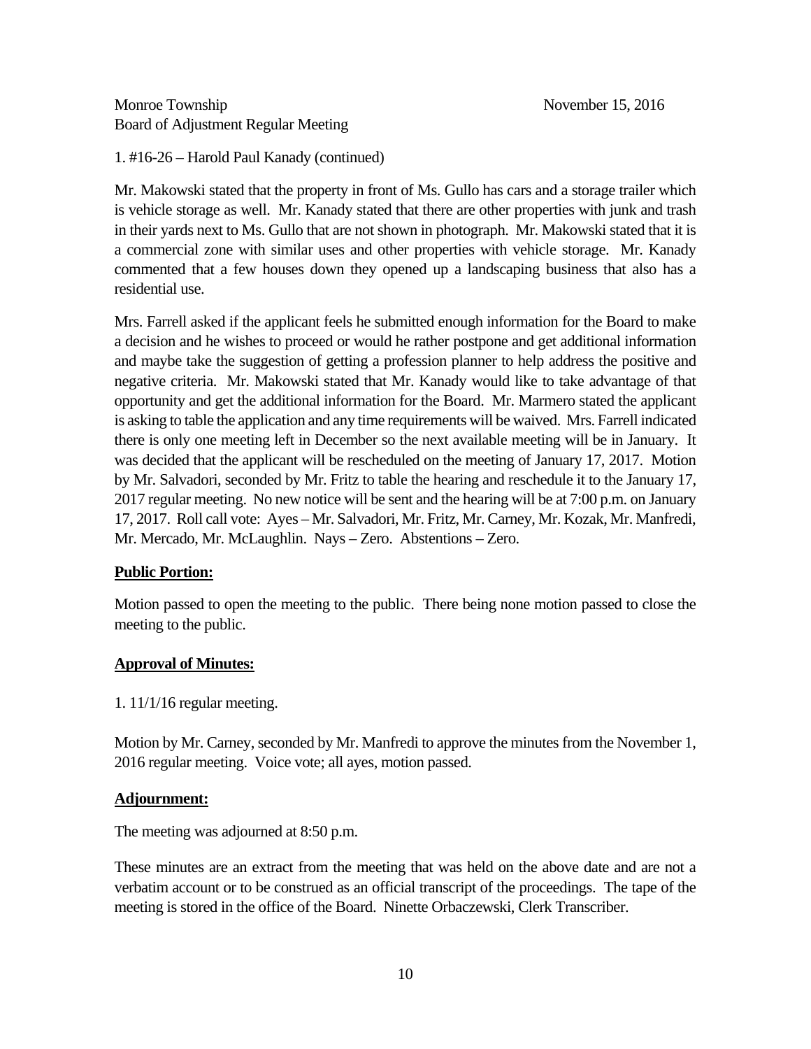Monroe Township November 15, 2016
Board of Adjustment Regular Meeting

1. #16-26 – Harold Paul Kanady (continued)

Mr. Makowski stated that the property in front of Ms. Gullo has cars and a storage trailer which is vehicle storage as well. Mr. Kanady stated that there are other properties with junk and trash in their yards next to Ms. Gullo that are not shown in photograph. Mr. Makowski stated that it is a commercial zone with similar uses and other properties with vehicle storage. Mr. Kanady commented that a few houses down they opened up a landscaping business that also has a residential use.

Mrs. Farrell asked if the applicant feels he submitted enough information for the Board to make a decision and he wishes to proceed or would he rather postpone and get additional information and maybe take the suggestion of getting a profession planner to help address the positive and negative criteria. Mr. Makowski stated that Mr. Kanady would like to take advantage of that opportunity and get the additional information for the Board. Mr. Marmero stated the applicant is asking to table the application and any time requirements will be waived. Mrs. Farrell indicated there is only one meeting left in December so the next available meeting will be in January. It was decided that the applicant will be rescheduled on the meeting of January 17, 2017. Motion by Mr. Salvadori, seconded by Mr. Fritz to table the hearing and reschedule it to the January 17, 2017 regular meeting. No new notice will be sent and the hearing will be at 7:00 p.m. on January 17, 2017. Roll call vote: Ayes – Mr. Salvadori, Mr. Fritz, Mr. Carney, Mr. Kozak, Mr. Manfredi, Mr. Mercado, Mr. McLaughlin. Nays – Zero. Abstentions – Zero.

**Public Portion:**

Motion passed to open the meeting to the public. There being none motion passed to close the meeting to the public.

**Approval of Minutes:**

1. 11/1/16 regular meeting.

Motion by Mr. Carney, seconded by Mr. Manfredi to approve the minutes from the November 1, 2016 regular meeting. Voice vote; all ayes, motion passed.

**Adjournment:**

The meeting was adjourned at 8:50 p.m.

These minutes are an extract from the meeting that was held on the above date and are not a verbatim account or to be construed as an official transcript of the proceedings. The tape of the meeting is stored in the office of the Board. Ninette Orbaczewski, Clerk Transcriber.